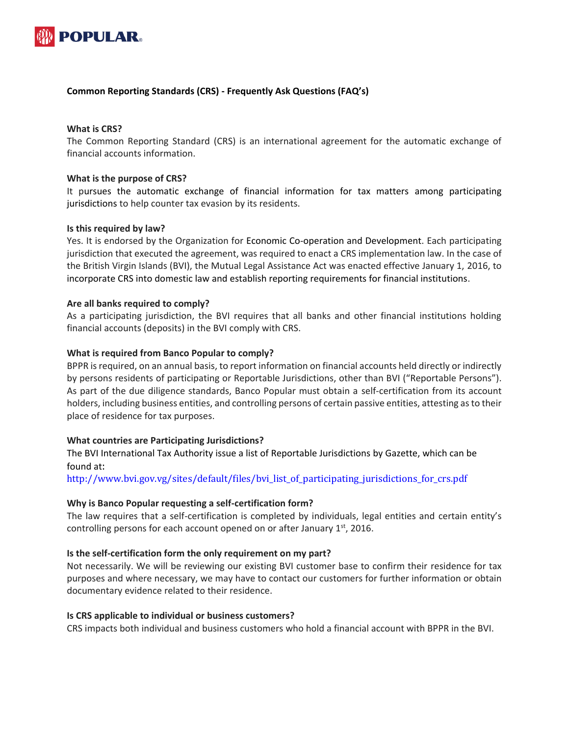**POPULAR**

## Common Reporting Standards (CRS) - Frequently Ask Questions (FAQ's)

### What is CRS?

The Common Reporting Standard (CRS) is an international agreement for the automatic exchange of financial accounts information.

### What is the purpose of CRS?

It pursues the automatic exchange of financial information for tax matters among participating jurisdictions to help counter tax evasion by its residents.

### Is this required by law?

Yes. It is endorsed by the Organization for Economic Co-operation and Development. Each participating jurisdiction that executed the agreement, was required to enact a CRS implementation law. In the case of the British Virgin Islands (BVI), the Mutual Legal Assistance Act was enacted effective January 1, 2016, to incorporate CRS into domestic law and establish reporting requirements for financial institutions.

### Are all banks required to comply?

As a participating jurisdiction, the BVI requires that all banks and other financial institutions holding financial accounts (deposits) in the BVI comply with CRS.

### What is required from Banco Popular to comply?

BPPR is required, on an annual basis, to report information on financial accounts held directly or indirectly by persons residents of participating or Reportable Jurisdictions, other than BVI ("Reportable Persons"). As part of the due diligence standards, Banco Popular must obtain a self-certification from its account holders, including business entities, and controlling persons of certain passive entities, attesting as to their place of residence for tax purposes.

### What countries are Participating Jurisdictions?

The BVI International Tax Authority issue a list of Reportable Jurisdictions by Gazette, which can be found at:
http://www.bvi.gov.vg/sites/default/files/bvi_list_of_participating_jurisdictions_for_crs.pdf

### Why is Banco Popular requesting a self-certification form?

The law requires that a self-certification is completed by individuals, legal entities and certain entity's controlling persons for each account opened on or after January 1st, 2016.

### Is the self-certification form the only requirement on my part?

Not necessarily. We will be reviewing our existing BVI customer base to confirm their residence for tax purposes and where necessary, we may have to contact our customers for further information or obtain documentary evidence related to their residence.

### Is CRS applicable to individual or business customers?

CRS impacts both individual and business customers who hold a financial account with BPPR in the BVI.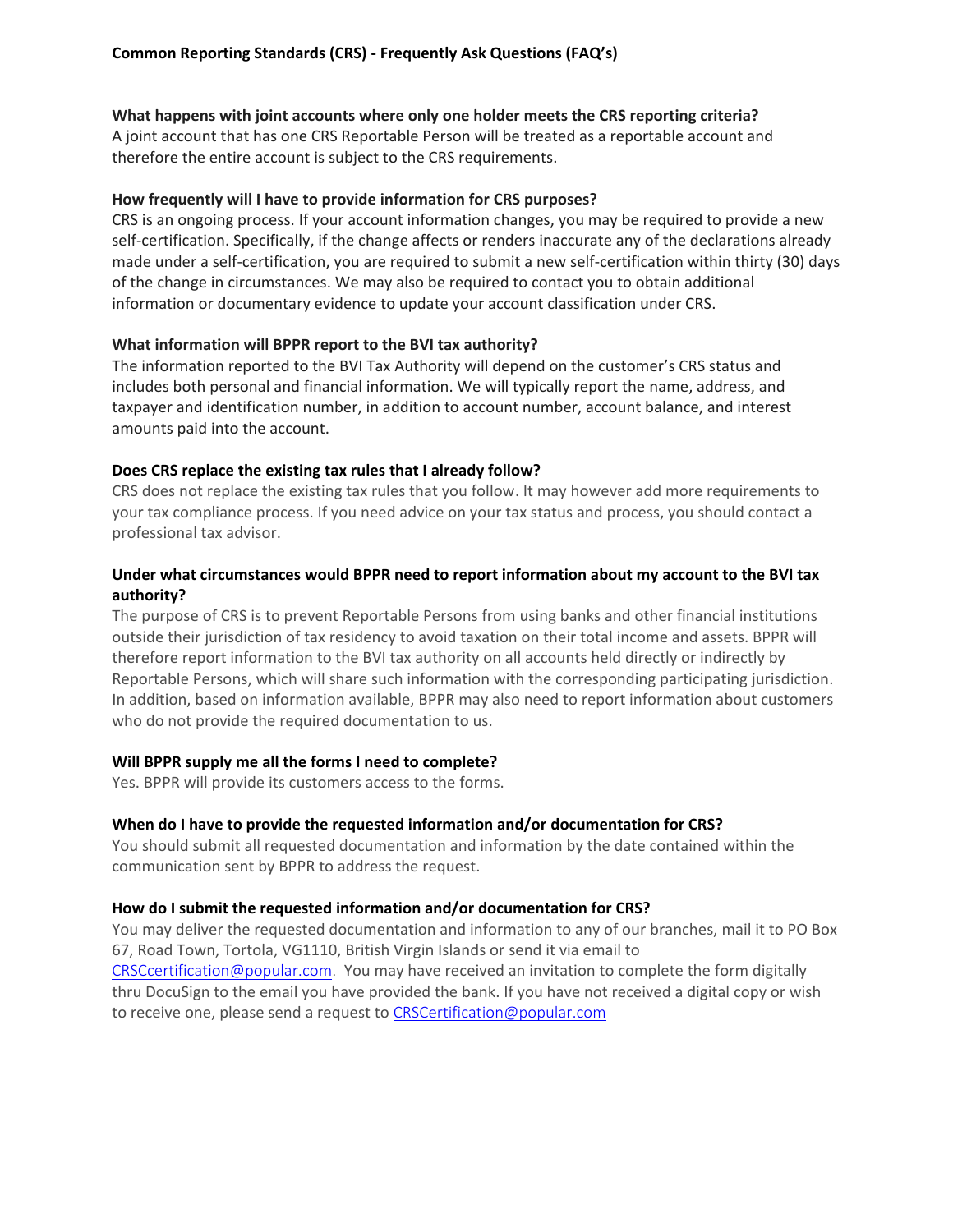**Common Reporting Standards (CRS) - Frequently Ask Questions (FAQ's)**

**What happens with joint accounts where only one holder meets the CRS reporting criteria?**

A joint account that has one CRS Reportable Person will be treated as a reportable account and therefore the entire account is subject to the CRS requirements.

**How frequently will I have to provide information for CRS purposes?**

CRS is an ongoing process. If your account information changes, you may be required to provide a new self-certification. Specifically, if the change affects or renders inaccurate any of the declarations already made under a self-certification, you are required to submit a new self-certification within thirty (30) days of the change in circumstances. We may also be required to contact you to obtain additional information or documentary evidence to update your account classification under CRS.

**What information will BPPR report to the BVI tax authority?**

The information reported to the BVI Tax Authority will depend on the customer's CRS status and includes both personal and financial information. We will typically report the name, address, and taxpayer and identification number, in addition to account number, account balance, and interest amounts paid into the account.

**Does CRS replace the existing tax rules that I already follow?**

CRS does not replace the existing tax rules that you follow. It may however add more requirements to your tax compliance process. If you need advice on your tax status and process, you should contact a professional tax advisor.

**Under what circumstances would BPPR need to report information about my account to the BVI tax authority?**

The purpose of CRS is to prevent Reportable Persons from using banks and other financial institutions outside their jurisdiction of tax residency to avoid taxation on their total income and assets. BPPR will therefore report information to the BVI tax authority on all accounts held directly or indirectly by Reportable Persons, which will share such information with the corresponding participating jurisdiction. In addition, based on information available, BPPR may also need to report information about customers who do not provide the required documentation to us.

**Will BPPR supply me all the forms I need to complete?**

Yes. BPPR will provide its customers access to the forms.

**When do I have to provide the requested information and/or documentation for CRS?**

You should submit all requested documentation and information by the date contained within the communication sent by BPPR to address the request.

**How do I submit the requested information and/or documentation for CRS?**

You may deliver the requested documentation and information to any of our branches, mail it to PO Box 67, Road Town, Tortola, VG1110, British Virgin Islands or send it via email to CRSCcertification@popular.com. You may have received an invitation to complete the form digitally thru DocuSign to the email you have provided the bank. If you have not received a digital copy or wish to receive one, please send a request to CRSCertification@popular.com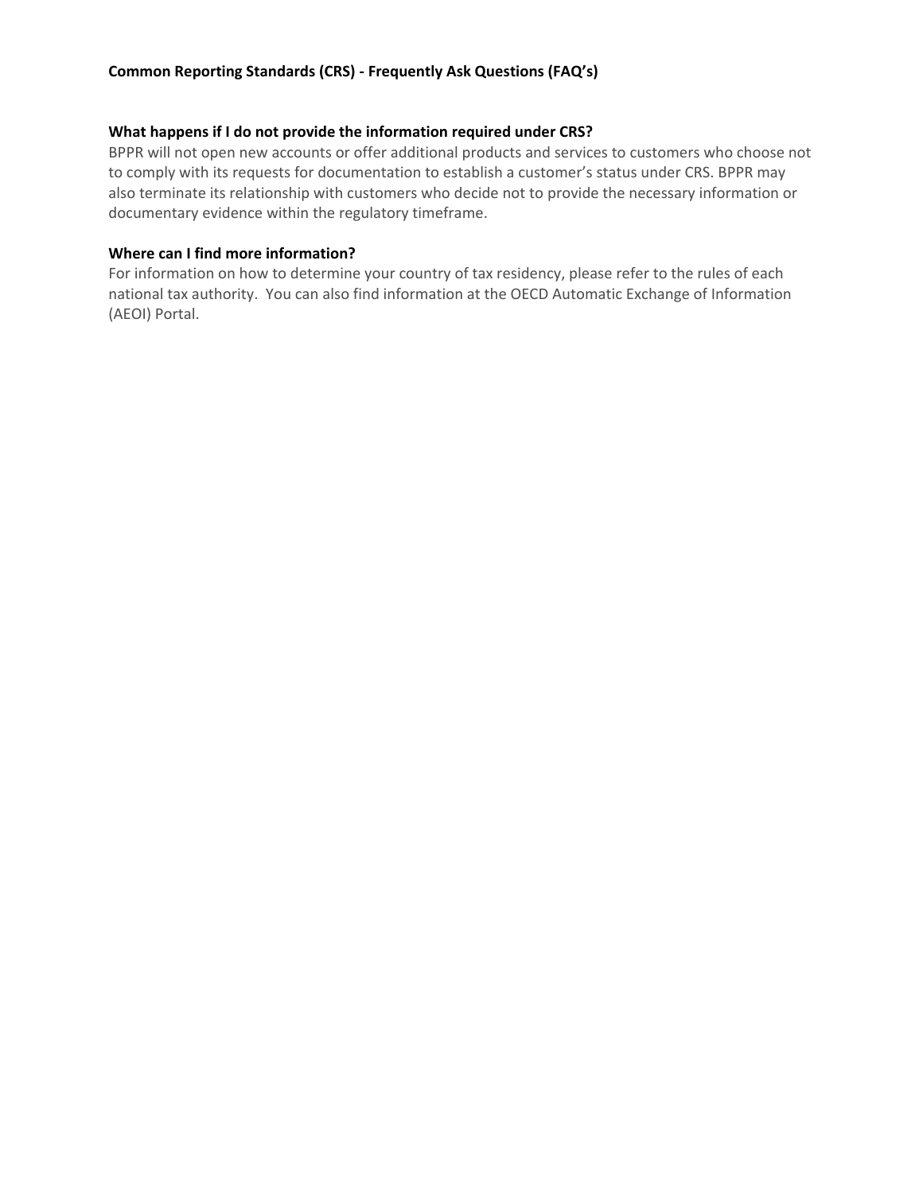**Common Reporting Standards (CRS) - Frequently Ask Questions (FAQ's)**

**What happens if I do not provide the information required under CRS?**

BPPR will not open new accounts or offer additional products and services to customers who choose not to comply with its requests for documentation to establish a customer's status under CRS. BPPR may also terminate its relationship with customers who decide not to provide the necessary information or documentary evidence within the regulatory timeframe.

**Where can I find more information?**

For information on how to determine your country of tax residency, please refer to the rules of each national tax authority. You can also find information at the OECD Automatic Exchange of Information (AEOI) Portal.